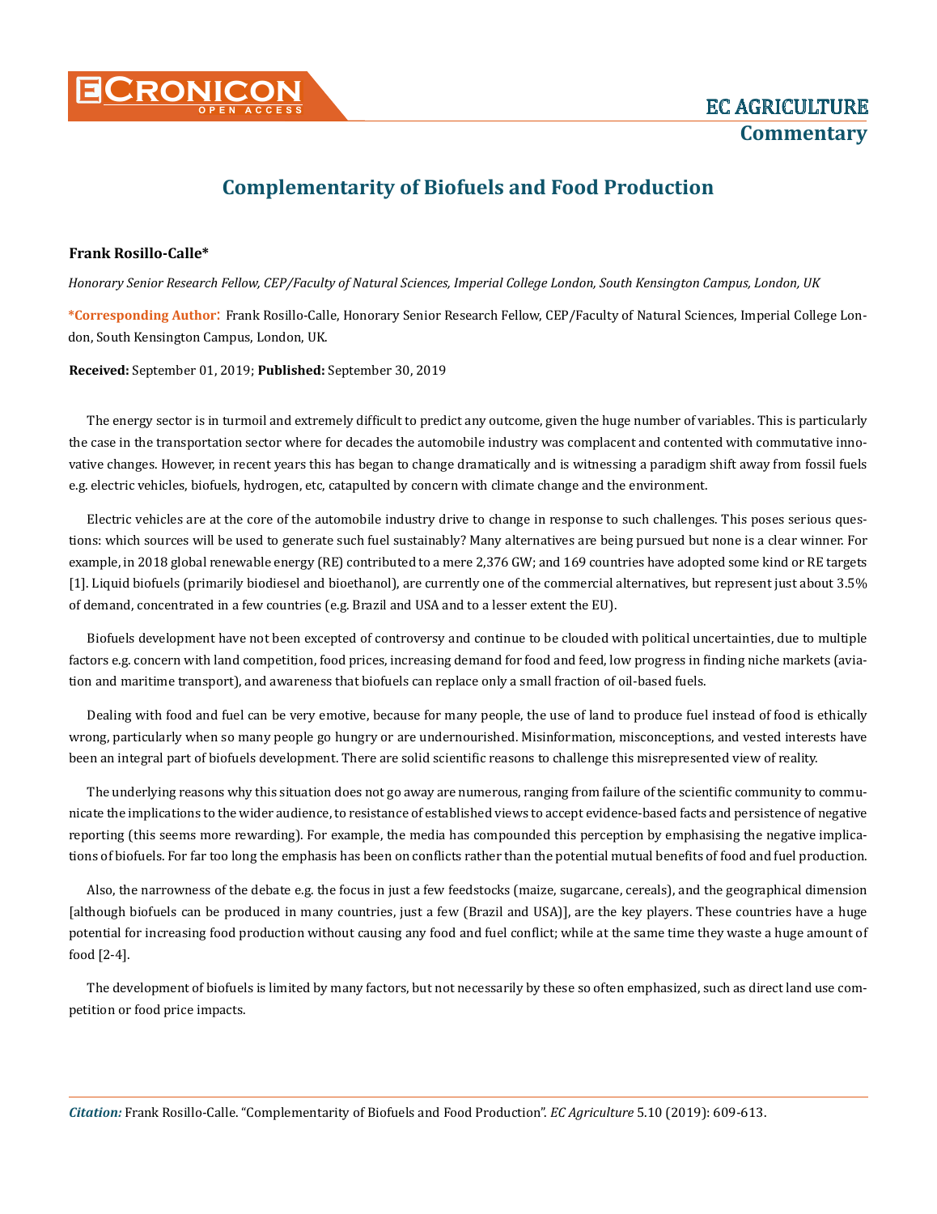# Complementarity of Biofuels and Food Production

**Frank Rosillo-Calle***

*Honorary Senior Research Fellow, CEP/Faculty of Natural Sciences, Imperial College London, South Kensington Campus, London, UK*

**\*Corresponding Author**: Frank Rosillo-Calle, Honorary Senior Research Fellow, CEP/Faculty of Natural Sciences, Imperial College London, South Kensington Campus, London, UK.

**Received:** September 01, 2019; **Published:** September 30, 2019

The energy sector is in turmoil and extremely difficult to predict any outcome, given the huge number of variables. This is particularly the case in the transportation sector where for decades the automobile industry was complacent and contented with commutative innovative changes. However, in recent years this has began to change dramatically and is witnessing a paradigm shift away from fossil fuels e.g. electric vehicles, biofuels, hydrogen, etc, catapulted by concern with climate change and the environment.

Electric vehicles are at the core of the automobile industry drive to change in response to such challenges. This poses serious questions: which sources will be used to generate such fuel sustainably? Many alternatives are being pursued but none is a clear winner. For example, in 2018 global renewable energy (RE) contributed to a mere 2,376 GW; and 169 countries have adopted some kind or RE targets [1]. Liquid biofuels (primarily biodiesel and bioethanol), are currently one of the commercial alternatives, but represent just about 3.5% of demand, concentrated in a few countries (e.g. Brazil and USA and to a lesser extent the EU).

Biofuels development have not been excepted of controversy and continue to be clouded with political uncertainties, due to multiple factors e.g. concern with land competition, food prices, increasing demand for food and feed, low progress in finding niche markets (aviation and maritime transport), and awareness that biofuels can replace only a small fraction of oil-based fuels.

Dealing with food and fuel can be very emotive, because for many people, the use of land to produce fuel instead of food is ethically wrong, particularly when so many people go hungry or are undernourished. Misinformation, misconceptions, and vested interests have been an integral part of biofuels development. There are solid scientific reasons to challenge this misrepresented view of reality.

The underlying reasons why this situation does not go away are numerous, ranging from failure of the scientific community to communicate the implications to the wider audience, to resistance of established views to accept evidence-based facts and persistence of negative reporting (this seems more rewarding). For example, the media has compounded this perception by emphasising the negative implications of biofuels. For far too long the emphasis has been on conflicts rather than the potential mutual benefits of food and fuel production.

Also, the narrowness of the debate e.g. the focus in just a few feedstocks (maize, sugarcane, cereals), and the geographical dimension [although biofuels can be produced in many countries, just a few (Brazil and USA)], are the key players. These countries have a huge potential for increasing food production without causing any food and fuel conflict; while at the same time they waste a huge amount of food [2-4].

The development of biofuels is limited by many factors, but not necessarily by these so often emphasized, such as direct land use competition or food price impacts.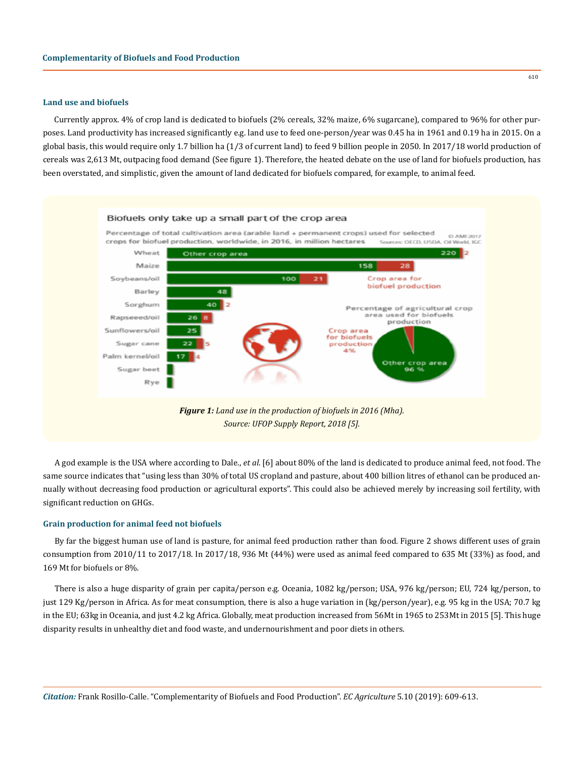### Land use and biofuels

Currently approx. 4% of crop land is dedicated to biofuels (2% cereals, 32% maize, 6% sugarcane), compared to 96% for other purposes. Land productivity has increased significantly e.g. land use to feed one-person/year was 0.45 ha in 1961 and 0.19 ha in 2015. On a global basis, this would require only 1.7 billion ha (1/3 of current land) to feed 9 billion people in 2050. In 2017/18 world production of cereals was 2,613 Mt, outpacing food demand (See figure 1). Therefore, the heated debate on the use of land for biofuels production, has been overstated, and simplistic, given the amount of land dedicated for biofuels compared, for example, to animal feed.

**Figure 1:** *Land use in the production of biofuels in 2016 (Mha).*
*Source: UFOP Supply Report, 2018 [5].*

A god example is the USA where according to Dale., *et al.* [6] about 80% of the land is dedicated to produce animal feed, not food. The same source indicates that "using less than 30% of total US cropland and pasture, about 400 billion litres of ethanol can be produced annually without decreasing food production or agricultural exports". This could also be achieved merely by increasing soil fertility, with significant reduction on GHGs.

### Grain production for animal feed not biofuels

By far the biggest human use of land is pasture, for animal feed production rather than food. Figure 2 shows different uses of grain consumption from 2010/11 to 2017/18. In 2017/18, 936 Mt (44%) were used as animal feed compared to 635 Mt (33%) as food, and 169 Mt for biofuels or 8%.

There is also a huge disparity of grain per capita/person e.g. Oceania, 1082 kg/person; USA, 976 kg/person; EU, 724 kg/person, to just 129 Kg/person in Africa. As for meat consumption, there is also a huge variation in (kg/person/year), e.g. 95 kg in the USA; 70.7 kg in the EU; 63kg in Oceania, and just 4.2 kg Africa. Globally, meat production increased from 56Mt in 1965 to 253Mt in 2015 [5]. This huge disparity results in unhealthy diet and food waste, and undernourishment and poor diets in others.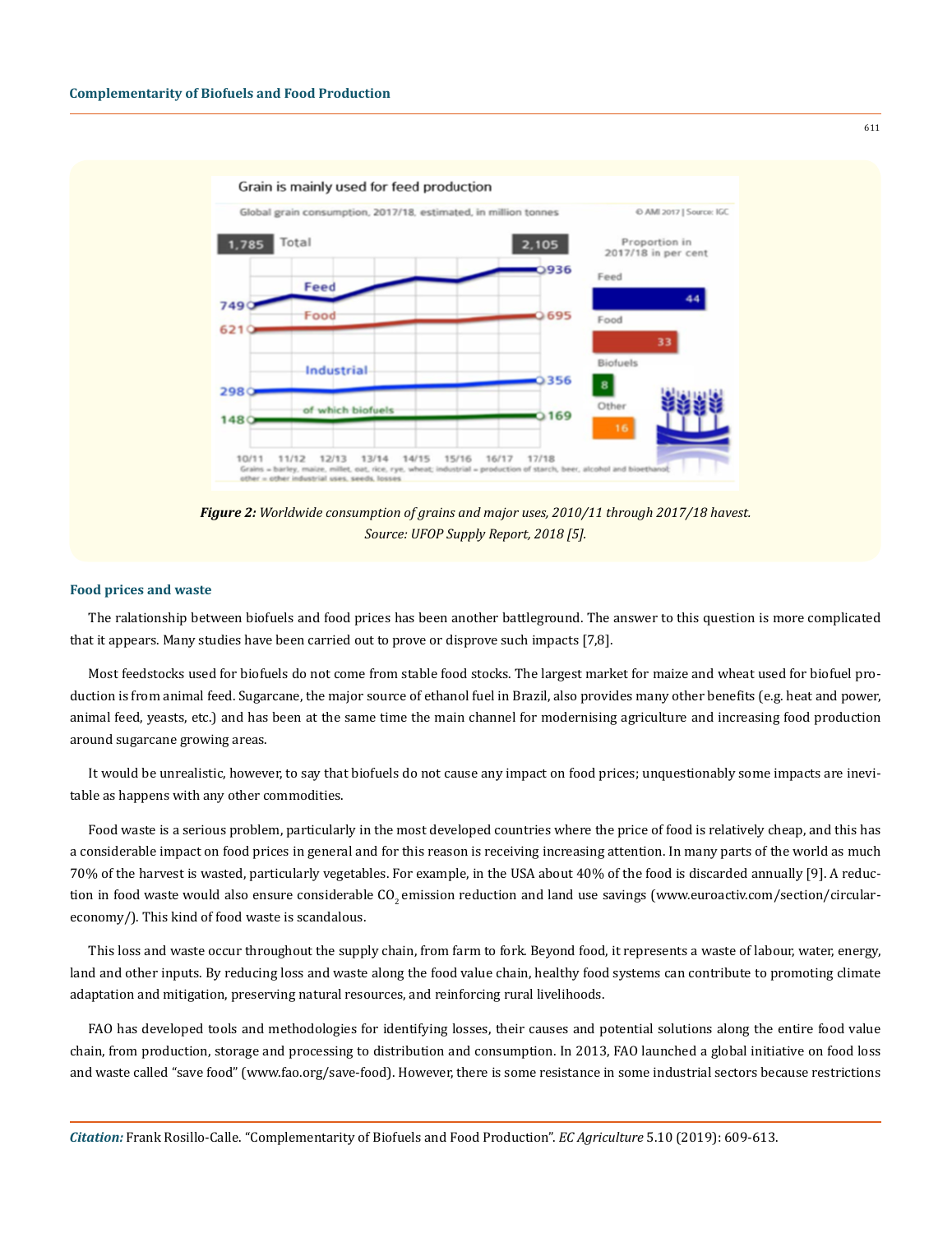*Figure 2: Worldwide consumption of grains and major uses, 2010/11 through 2017/18 havest. Source: UFOP Supply Report, 2018 [5].*

### Food prices and waste

The ralationship between biofuels and food prices has been another battleground. The answer to this question is more complicated that it appears. Many studies have been carried out to prove or disprove such impacts [7,8].

Most feedstocks used for biofuels do not come from stable food stocks. The largest market for maize and wheat used for biofuel production is from animal feed. Sugarcane, the major source of ethanol fuel in Brazil, also provides many other benefits (e.g. heat and power, animal feed, yeasts, etc.) and has been at the same time the main channel for modernising agriculture and increasing food production around sugarcane growing areas.

It would be unrealistic, however, to say that biofuels do not cause any impact on food prices; unquestionably some impacts are inevitable as happens with any other commodities.

Food waste is a serious problem, particularly in the most developed countries where the price of food is relatively cheap, and this has a considerable impact on food prices in general and for this reason is receiving increasing attention. In many parts of the world as much 70% of the harvest is wasted, particularly vegetables. For example, in the USA about 40% of the food is discarded annually [9]. A reduction in food waste would also ensure considerable $CO_2$ emission reduction and land use savings (www.euroactiv.com/section/circular-economy/). This kind of food waste is scandalous.

This loss and waste occur throughout the supply chain, from farm to fork. Beyond food, it represents a waste of labour, water, energy, land and other inputs. By reducing loss and waste along the food value chain, healthy food systems can contribute to promoting climate adaptation and mitigation, preserving natural resources, and reinforcing rural livelihoods.

FAO has developed tools and methodologies for identifying losses, their causes and potential solutions along the entire food value chain, from production, storage and processing to distribution and consumption. In 2013, FAO launched a global initiative on food loss and waste called "save food" (www.fao.org/save-food). However, there is some resistance in some industrial sectors because restrictions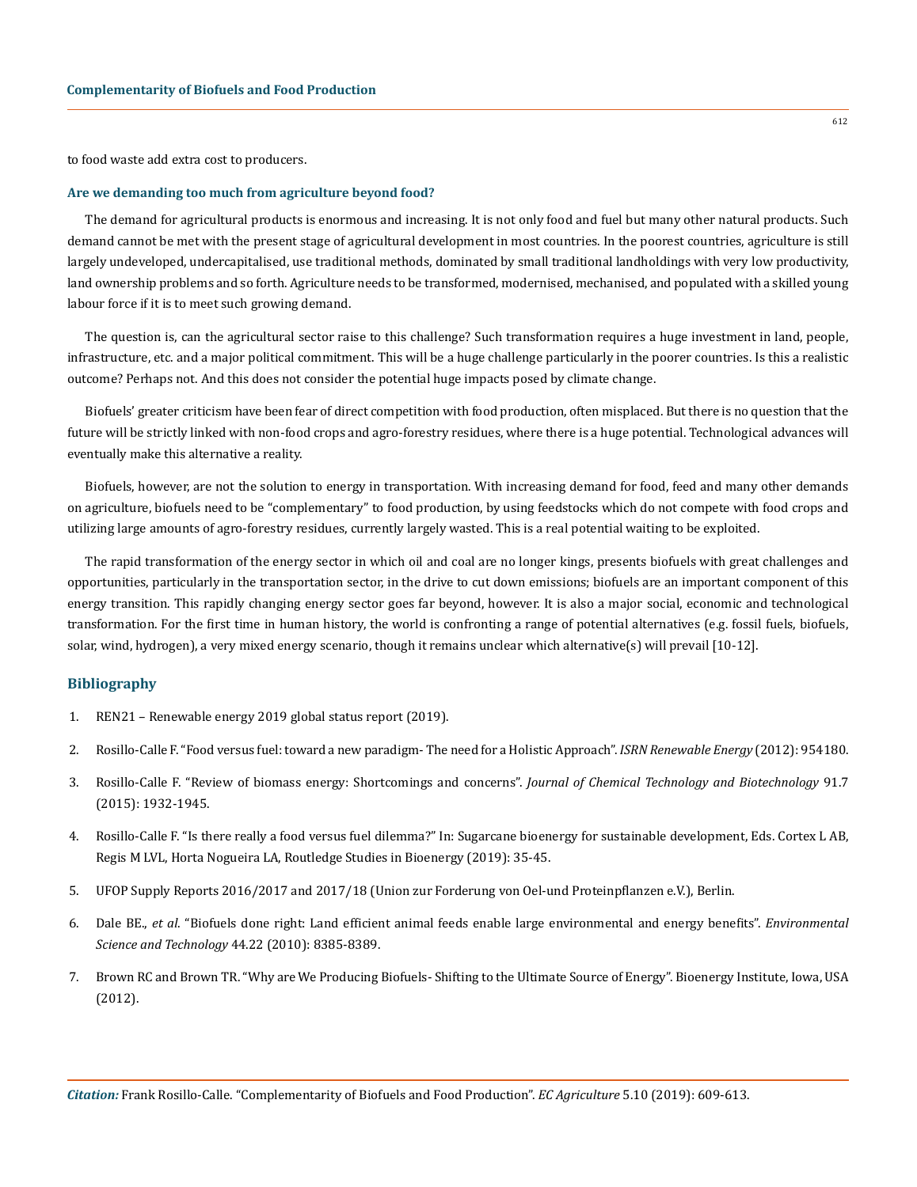to food waste add extra cost to producers.

### Are we demanding too much from agriculture beyond food?

The demand for agricultural products is enormous and increasing. It is not only food and fuel but many other natural products. Such demand cannot be met with the present stage of agricultural development in most countries. In the poorest countries, agriculture is still largely undeveloped, undercapitalised, use traditional methods, dominated by small traditional landholdings with very low productivity, land ownership problems and so forth. Agriculture needs to be transformed, modernised, mechanised, and populated with a skilled young labour force if it is to meet such growing demand.

The question is, can the agricultural sector raise to this challenge? Such transformation requires a huge investment in land, people, infrastructure, etc. and a major political commitment. This will be a huge challenge particularly in the poorer countries. Is this a realistic outcome? Perhaps not. And this does not consider the potential huge impacts posed by climate change.

Biofuels' greater criticism have been fear of direct competition with food production, often misplaced. But there is no question that the future will be strictly linked with non-food crops and agro-forestry residues, where there is a huge potential. Technological advances will eventually make this alternative a reality.

Biofuels, however, are not the solution to energy in transportation. With increasing demand for food, feed and many other demands on agriculture, biofuels need to be "complementary" to food production, by using feedstocks which do not compete with food crops and utilizing large amounts of agro-forestry residues, currently largely wasted. This is a real potential waiting to be exploited.

The rapid transformation of the energy sector in which oil and coal are no longer kings, presents biofuels with great challenges and opportunities, particularly in the transportation sector, in the drive to cut down emissions; biofuels are an important component of this energy transition. This rapidly changing energy sector goes far beyond, however. It is also a major social, economic and technological transformation. For the first time in human history, the world is confronting a range of potential alternatives (e.g. fossil fuels, biofuels, solar, wind, hydrogen), a very mixed energy scenario, though it remains unclear which alternative(s) will prevail [10-12].

## Bibliography

1. REN21 – Renewable energy 2019 global status report (2019).
2. Rosillo-Calle F. "Food versus fuel: toward a new paradigm- The need for a Holistic Approach". *ISRN Renewable Energy* (2012): 954180.
3. Rosillo-Calle F. "Review of biomass energy: Shortcomings and concerns". *Journal of Chemical Technology and Biotechnology* 91.7 (2015): 1932-1945.
4. Rosillo-Calle F. "Is there really a food versus fuel dilemma?" In: Sugarcane bioenergy for sustainable development, Eds. Cortex L AB, Regis M LVL, Horta Nogueira LA, Routledge Studies in Bioenergy (2019): 35-45.
5. UFOP Supply Reports 2016/2017 and 2017/18 (Union zur Forderung von Oel-und Proteinpflanzen e.V.), Berlin.
6. Dale BE., *et al*. "Biofuels done right: Land efficient animal feeds enable large environmental and energy benefits". *Environmental Science and Technology* 44.22 (2010): 8385-8389.
7. Brown RC and Brown TR. "Why are We Producing Biofuels- Shifting to the Ultimate Source of Energy". Bioenergy Institute, Iowa, USA (2012).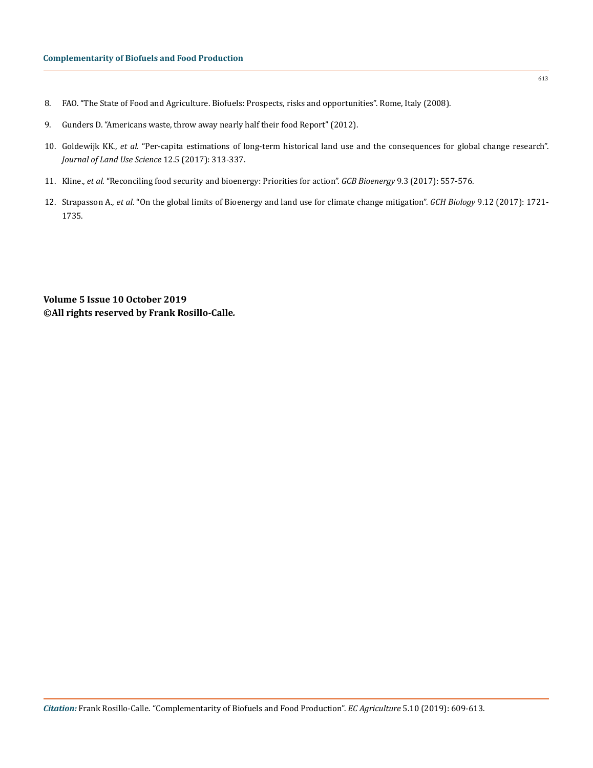8. FAO. "The State of Food and Agriculture. Biofuels: Prospects, risks and opportunities". Rome, Italy (2008).

9. Gunders D. "Americans waste, throw away nearly half their food Report" (2012).

10. Goldewijk KK., *et al*. "Per-capita estimations of long-term historical land use and the consequences for global change research". *Journal of Land Use Science* 12.5 (2017): 313-337.

11. Kline., *et al*. "Reconciling food security and bioenergy: Priorities for action". *GCB Bioenergy* 9.3 (2017): 557-576.

12. Strapasson A., *et al*. "On the global limits of Bioenergy and land use for climate change mitigation". *GCH Biology* 9.12 (2017): 1721-1735.

**Volume 5 Issue 10 October 2019**
**©All rights reserved by Frank Rosillo-Calle.**